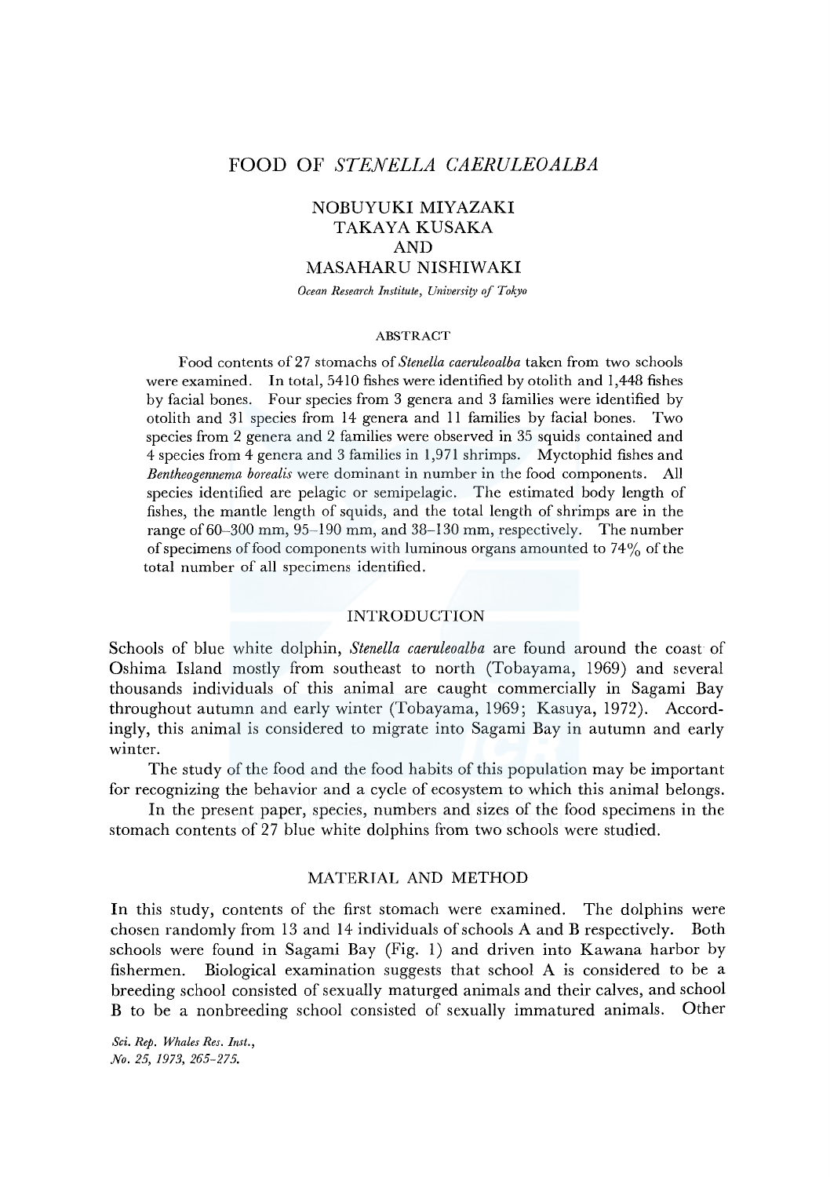# FOOD OF *STENELLA CAERULEOALBA*

NOBUYUKI MIYAZAKI
TAKAYA KUSAKA
AND
MASAHARU NISHIWAKI

*Ocean Research Institute, University of Tokyo*

## ABSTRACT

Food contents of 27 stomachs of *Stenella caeruleoalba* taken from two schools were examined. In total, 5410 fishes were identified by otolith and 1,448 fishes by facial bones. Four species from 3 genera and 3 families were identified by otolith and 31 species from 14 genera and 11 families by facial bones. Two species from 2 genera and 2 families were observed in 35 squids contained and 4 species from 4 genera and 3 families in 1,971 shrimps. Myctophid fishes and *Bentheogennema borealis* were dominant in number in the food components. All species identified are pelagic or semipelagic. The estimated body length of fishes, the mantle length of squids, and the total length of shrimps are in the range of 60–300 mm, 95–190 mm, and 38–130 mm, respectively. The number of specimens of food components with luminous organs amounted to 74% of the total number of all specimens identified.

## INTRODUCTION

Schools of blue white dolphin, *Stenella caeruleoalba* are found around the coast of Oshima Island mostly from southeast to north (Tobayama, 1969) and several thousands individuals of this animal are caught commercially in Sagami Bay throughout autumn and early winter (Tobayama, 1969; Kasuya, 1972). Accordingly, this animal is considered to migrate into Sagami Bay in autumn and early winter.

The study of the food and the food habits of this population may be important for recognizing the behavior and a cycle of ecosystem to which this animal belongs.

In the present paper, species, numbers and sizes of the food specimens in the stomach contents of 27 blue white dolphins from two schools were studied.

## MATERIAL AND METHOD

In this study, contents of the first stomach were examined. The dolphins were chosen randomly from 13 and 14 individuals of schools A and B respectively. Both schools were found in Sagami Bay (Fig. 1) and driven into Kawana harbor by fishermen. Biological examination suggests that school A is considered to be a breeding school consisted of sexually maturged animals and their calves, and school B to be a nonbreeding school consisted of sexually immatured animals. Other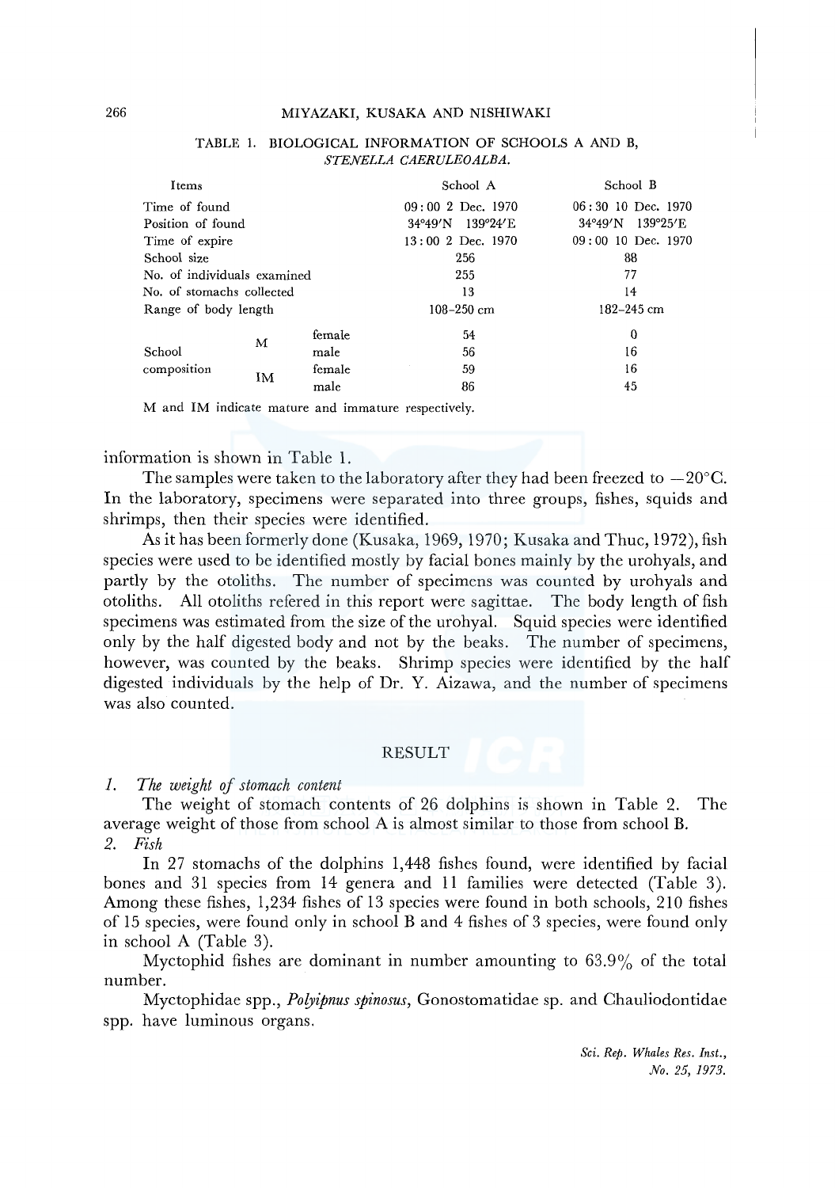TABLE 1. BIOLOGICAL INFORMATION OF SCHOOLS A AND B, *STENELLA CAERULEOALBA*.

| Items | | | School A | School B |
|---|---|---|---|---|
| Time of found | | | 09:00 2 Dec. 1970 | 06:30 10 Dec. 1970 |
| Position of found | | | 34°49′N 139°24′E | 34°49′N 139°25′E |
| Time of expire | | | 13:00 2 Dec. 1970 | 09:00 10 Dec. 1970 |
| School size | | | 256 | 88 |
| No. of individuals examined | | | 255 | 77 |
| No. of stomachs collected | | | 13 | 14 |
| Range of body length | | | 108–250 cm | 182–245 cm |
| School composition | M | female | 54 | 0 |
| | | male | 56 | 16 |
| | IM | female | 59 | 16 |
| | | male | 86 | 45 |

M and IM indicate mature and immature respectively.

information is shown in Table 1.

The samples were taken to the laboratory after they had been freezed to −20°C. In the laboratory, specimens were separated into three groups, fishes, squids and shrimps, then their species were identified.

As it has been formerly done (Kusaka, 1969, 1970; Kusaka and Thuc, 1972), fish species were used to be identified mostly by facial bones mainly by the urohyals, and partly by the otoliths. The number of specimens was counted by urohyals and otoliths. All otoliths refered in this report were sagittae. The body length of fish specimens was estimated from the size of the urohyal. Squid species were identified only by the half digested body and not by the beaks. The number of specimens, however, was counted by the beaks. Shrimp species were identified by the half digested individuals by the help of Dr. Y. Aizawa, and the number of specimens was also counted.

## RESULT

*1. The weight of stomach content*

The weight of stomach contents of 26 dolphins is shown in Table 2. The average weight of those from school A is almost similar to those from school B.

*2. Fish*

In 27 stomachs of the dolphins 1,448 fishes found, were identified by facial bones and 31 species from 14 genera and 11 families were detected (Table 3). Among these fishes, 1,234 fishes of 13 species were found in both schools, 210 fishes of 15 species, were found only in school B and 4 fishes of 3 species, were found only in school A (Table 3).

Myctophid fishes are dominant in number amounting to 63.9% of the total number.

Myctophidae spp., *Polyipnus spinosus*, Gonostomatidae sp. and Chauliodontidae spp. have luminous organs.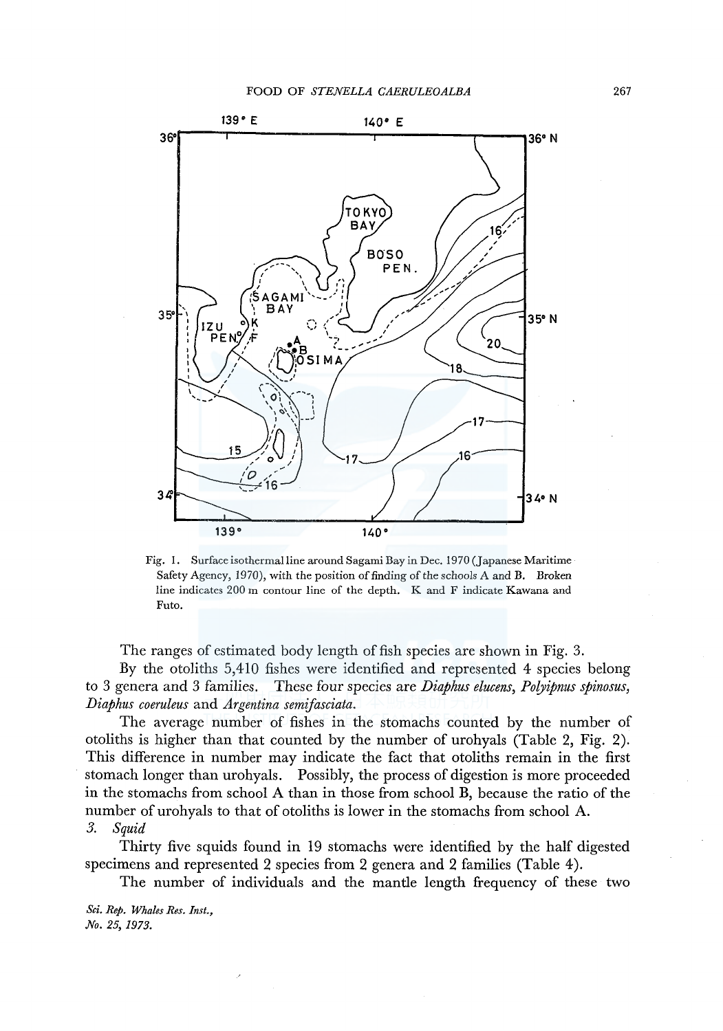Fig. 1. Surface isothermal line around Sagami Bay in Dec. 1970 (Japanese Maritime Safety Agency, 1970), with the position of finding of the schools A and B. Broken line indicates 200 m contour line of the depth. K and F indicate Kawana and Futo.

The ranges of estimated body length of fish species are shown in Fig. 3.

By the otoliths 5,410 fishes were identified and represented 4 species belong to 3 genera and 3 families. These four species are *Diaphus elucens*, *Polyipnus spinosus*, *Diaphus coeruleus* and *Argentina semifasciata*.

The average number of fishes in the stomachs counted by the number of otoliths is higher than that counted by the number of urohyals (Table 2, Fig. 2). This difference in number may indicate the fact that otoliths remain in the first stomach longer than urohyals. Possibly, the process of digestion is more proceeded in the stomachs from school A than in those from school B, because the ratio of the number of urohyals to that of otoliths is lower in the stomachs from school A.

### 3. *Squid*

Thirty five squids found in 19 stomachs were identified by the half digested specimens and represented 2 species from 2 genera and 2 families (Table 4).

The number of individuals and the mantle length frequency of these two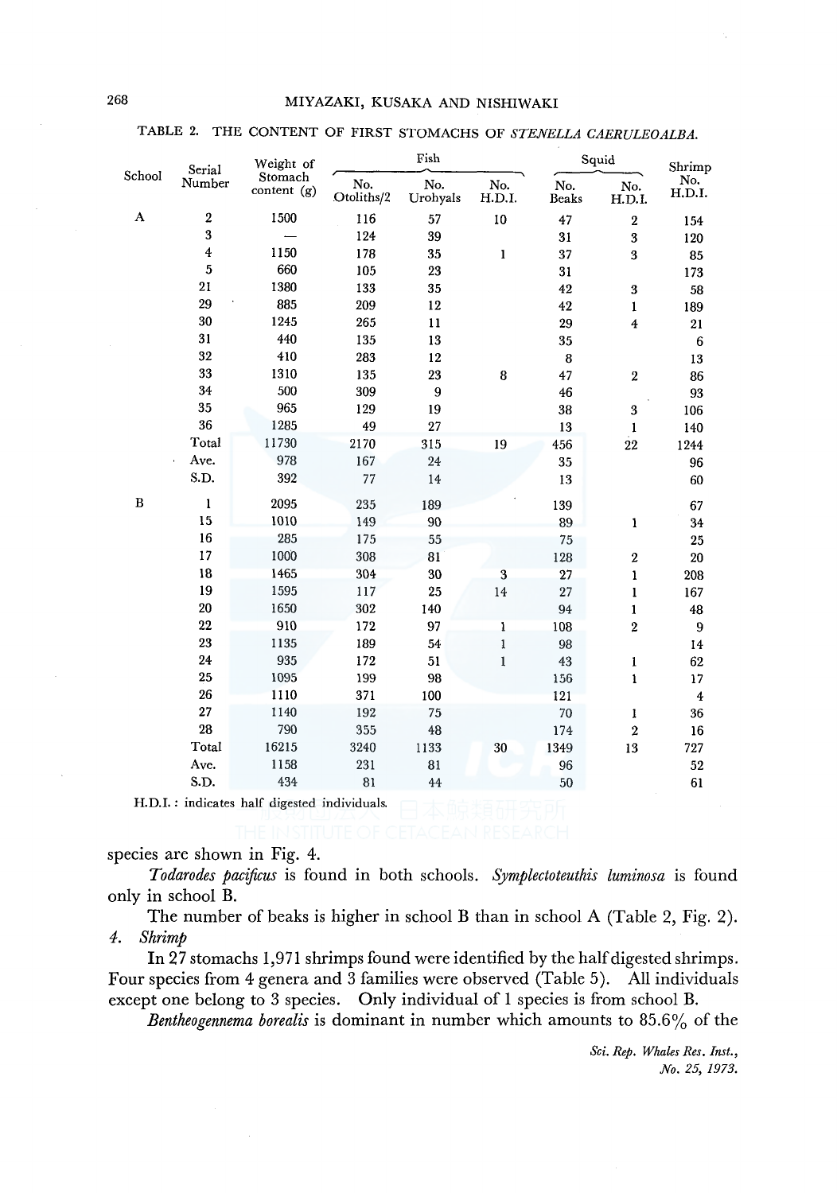TABLE 2. THE CONTENT OF FIRST STOMACHS OF *STENELLA CAERULEOALBA*.

| School | Serial Number | Weight of Stomach content (g) | Fish | | | Squid | | Shrimp |
|---|---|---|---|---|---|---|---|---|
| | | | No. Otoliths/2 | No. Urohyals | No. H.D.I. | No. Beaks | No. H.D.I. | No. H.D.I. |
| A | 2 | 1500 | 116 | 57 | 10 | 47 | 2 | 154 |
| | 3 | — | 124 | 39 | | 31 | 3 | 120 |
| | 4 | 1150 | 178 | 35 | 1 | 37 | 3 | 85 |
| | 5 | 660 | 105 | 23 | | 31 | | 173 |
| | 21 | 1380 | 133 | 35 | | 42 | 3 | 58 |
| | 29 | 885 | 209 | 12 | | 42 | 1 | 189 |
| | 30 | 1245 | 265 | 11 | | 29 | 4 | 21 |
| | 31 | 440 | 135 | 13 | | 35 | | 6 |
| | 32 | 410 | 283 | 12 | | 8 | | 13 |
| | 33 | 1310 | 135 | 23 | 8 | 47 | 2 | 86 |
| | 34 | 500 | 309 | 9 | | 46 | | 93 |
| | 35 | 965 | 129 | 19 | | 38 | 3 | 106 |
| | 36 | 1285 | 49 | 27 | | 13 | 1 | 140 |
| | Total | 11730 | 2170 | 315 | 19 | 456 | 22 | 1244 |
| | Ave. | 978 | 167 | 24 | | 35 | | 96 |
| | S.D. | 392 | 77 | 14 | | 13 | | 60 |
| B | 1 | 2095 | 235 | 189 | | 139 | | 67 |
| | 15 | 1010 | 149 | 90 | | 89 | 1 | 34 |
| | 16 | 285 | 175 | 55 | | 75 | | 25 |
| | 17 | 1000 | 308 | 81 | | 128 | 2 | 20 |
| | 18 | 1465 | 304 | 30 | 3 | 27 | 1 | 208 |
| | 19 | 1595 | 117 | 25 | 14 | 27 | 1 | 167 |
| | 20 | 1650 | 302 | 140 | | 94 | 1 | 48 |
| | 22 | 910 | 172 | 97 | 1 | 108 | 2 | 9 |
| | 23 | 1135 | 189 | 54 | 1 | 98 | | 14 |
| | 24 | 935 | 172 | 51 | 1 | 43 | 1 | 62 |
| | 25 | 1095 | 199 | 98 | | 156 | 1 | 17 |
| | 26 | 1110 | 371 | 100 | | 121 | | 4 |
| | 27 | 1140 | 192 | 75 | | 70 | 1 | 36 |
| | 28 | 790 | 355 | 48 | | 174 | 2 | 16 |
| | Total | 16215 | 3240 | 1133 | 30 | 1349 | 13 | 727 |
| | Ave. | 1158 | 231 | 81 | | 96 | | 52 |
| | S.D. | 434 | 81 | 44 | | 50 | | 61 |

H.D.I.: indicates half digested individuals.

species are shown in Fig. 4.

*Todarodes pacificus* is found in both schools. *Symplectoteuthis luminosa* is found only in school B.

The number of beaks is higher in school B than in school A (Table 2, Fig. 2).

4. *Shrimp*

In 27 stomachs 1,971 shrimps found were identified by the half digested shrimps. Four species from 4 genera and 3 families were observed (Table 5). All individuals except one belong to 3 species. Only individual of 1 species is from school B.

*Bentheogennema borealis* is dominant in number which amounts to 85.6% of the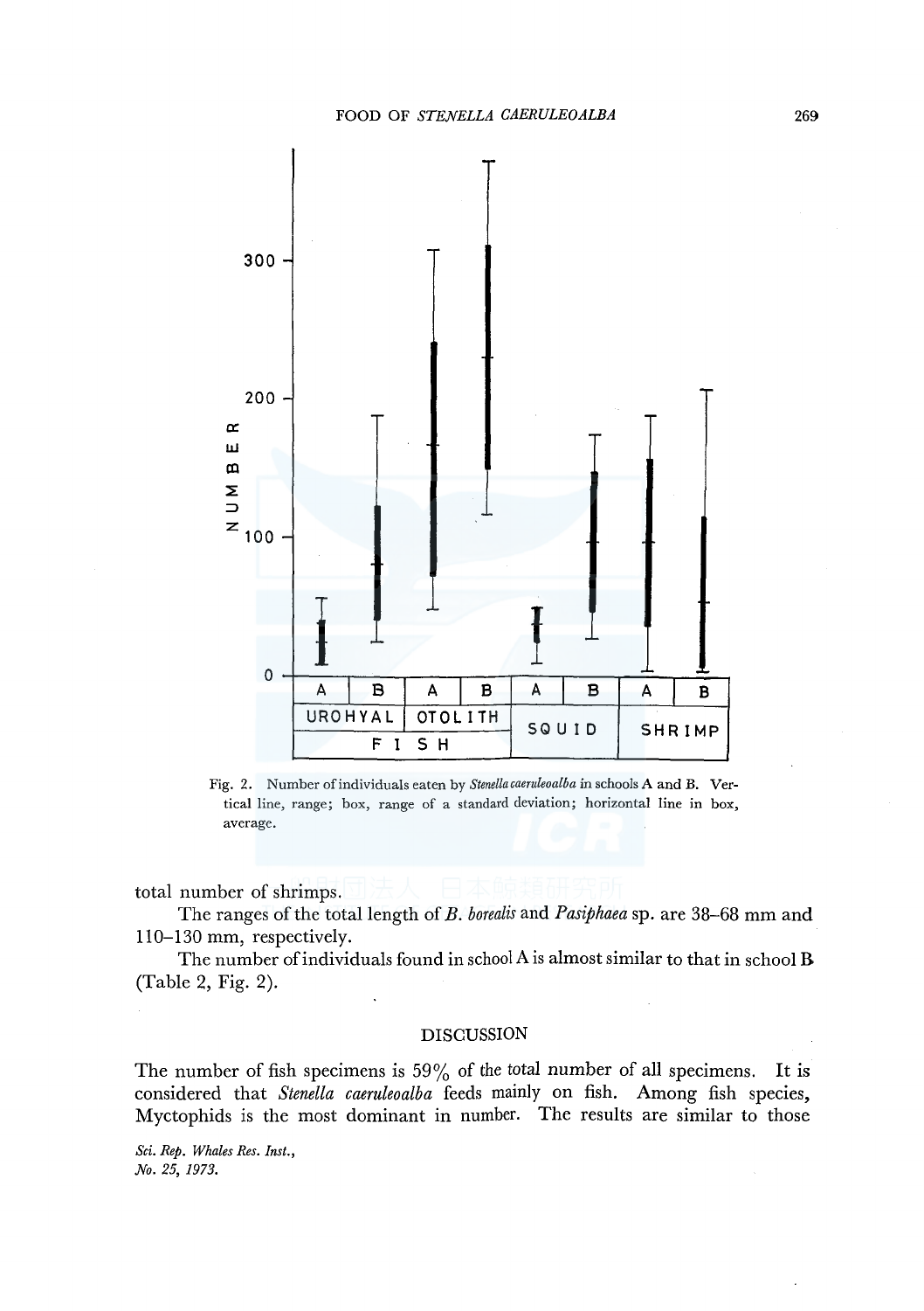Fig. 2. Number of individuals eaten by *Stenella caeruleoalba* in schools A and B. Vertical line, range; box, range of a standard deviation; horizontal line in box, average.

total number of shrimps.

The ranges of the total length of *B. borealis* and *Pasiphaea* sp. are 38–68 mm and 110–130 mm, respectively.

The number of individuals found in school A is almost similar to that in school B (Table 2, Fig. 2).

## DISCUSSION

The number of fish specimens is 59% of the total number of all specimens. It is considered that *Stenella caeruleoalba* feeds mainly on fish. Among fish species, Myctophids is the most dominant in number. The results are similar to those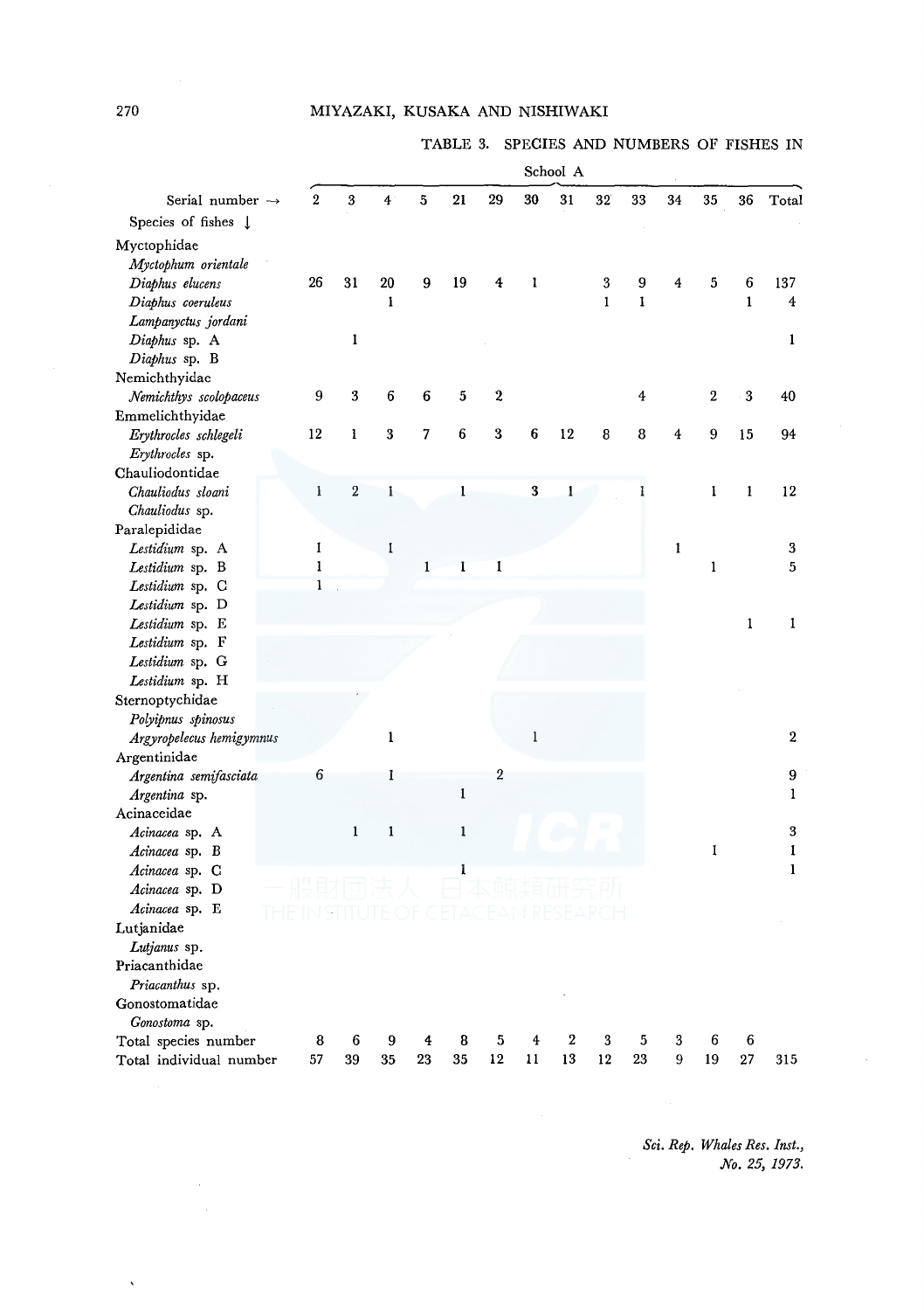TABLE 3. SPECIES AND NUMBERS OF FISHES IN

| Serial number → | School A | | | | | | | | | | | | | |
|---|---|---|---|---|---|---|---|---|---|---|---|---|---|---|
| Species of fishes ↓ | 2 | 3 | 4 | 5 | 21 | 29 | 30 | 31 | 32 | 33 | 34 | 35 | 36 | Total |
| Myctophidae | | | | | | | | | | | | | | |
| *Myctophum orientale* | | | | | | | | | | | | | | |
| *Diaphus elucens* | 26 | 31 | 20 | 9 | 19 | 4 | 1 | | 3 | 9 | 4 | 5 | 6 | 137 |
| *Diaphus coeruleus* | | | 1 | | | | | | 1 | 1 | | | 1 | 4 |
| *Lampanyctus jordani* | | | | | | | | | | | | | | |
| *Diaphus* sp. A | | 1 | | | | | | | | | | | | 1 |
| *Diaphus* sp. B | | | | | | | | | | | | | | |
| Nemichthyidae | | | | | | | | | | | | | | |
| *Nemichthys scolopaceus* | 9 | 3 | 6 | 6 | 5 | 2 | | | | 4 | | 2 | 3 | 40 |
| Emmelichthyidae | | | | | | | | | | | | | | |
| *Erythrocles schlegeli* | 12 | 1 | 3 | 7 | 6 | 3 | 6 | 12 | 8 | 8 | 4 | 9 | 15 | 94 |
| *Erythrocles* sp. | | | | | | | | | | | | | | |
| Chauliodontidae | | | | | | | | | | | | | | |
| *Chauliodus sloani* | 1 | 2 | 1 | | 1 | | 3 | 1 | | 1 | | 1 | 1 | 12 |
| *Chauliodus* sp. | | | | | | | | | | | | | | |
| Paralepididae | | | | | | | | | | | | | | |
| *Lestidium* sp. A | 1 | | 1 | | | | | | | | 1 | | | 3 |
| *Lestidium* sp. B | 1 | | | 1 | 1 | 1 | | | | | | 1 | | 5 |
| *Lestidium* sp. C | 1 | | | | | | | | | | | | | |
| *Lestidium* sp. D | | | | | | | | | | | | | | |
| *Lestidium* sp. E | | | | | | | | | | | | | 1 | 1 |
| *Lestidium* sp. F | | | | | | | | | | | | | | |
| *Lestidium* sp. G | | | | | | | | | | | | | | |
| *Lestidium* sp. H | | | | | | | | | | | | | | |
| Sternoptychidae | | | | | | | | | | | | | | |
| *Polyipnus spinosus* | | | | | | | | | | | | | | |
| *Argyropelecus hemigymnus* | | | 1 | | | | 1 | | | | | | | 2 |
| Argentinidae | | | | | | | | | | | | | | |
| *Argentina semifasciata* | 6 | | 1 | | | 2 | | | | | | | | 9 |
| *Argentina* sp. | | | | | 1 | | | | | | | | | 1 |
| Acinaceidae | | | | | | | | | | | | | | |
| *Acinacea* sp. A | | 1 | 1 | | 1 | | | | | | | | | 3 |
| *Acinacea* sp. B | | | | | | | | | | | | 1 | | 1 |
| *Acinacea* sp. C | | | | | 1 | | | | | | | | | 1 |
| *Acinacea* sp. D | | | | | | | | | | | | | | |
| *Acinacea* sp. E | | | | | | | | | | | | | | |
| Lutjanidae | | | | | | | | | | | | | | |
| *Lutjanus* sp. | | | | | | | | | | | | | | |
| Priacanthidae | | | | | | | | | | | | | | |
| *Priacanthus* sp. | | | | | | | | | | | | | | |
| Gonostomatidae | | | | | | | | | | | | | | |
| *Gonostoma* sp. | | | | | | | | | | | | | | |
| Total species number | 8 | 6 | 9 | 4 | 8 | 5 | 4 | 2 | 3 | 5 | 3 | 6 | 6 | |
| Total individual number | 57 | 39 | 35 | 23 | 35 | 12 | 11 | 13 | 12 | 23 | 9 | 19 | 27 | 315 |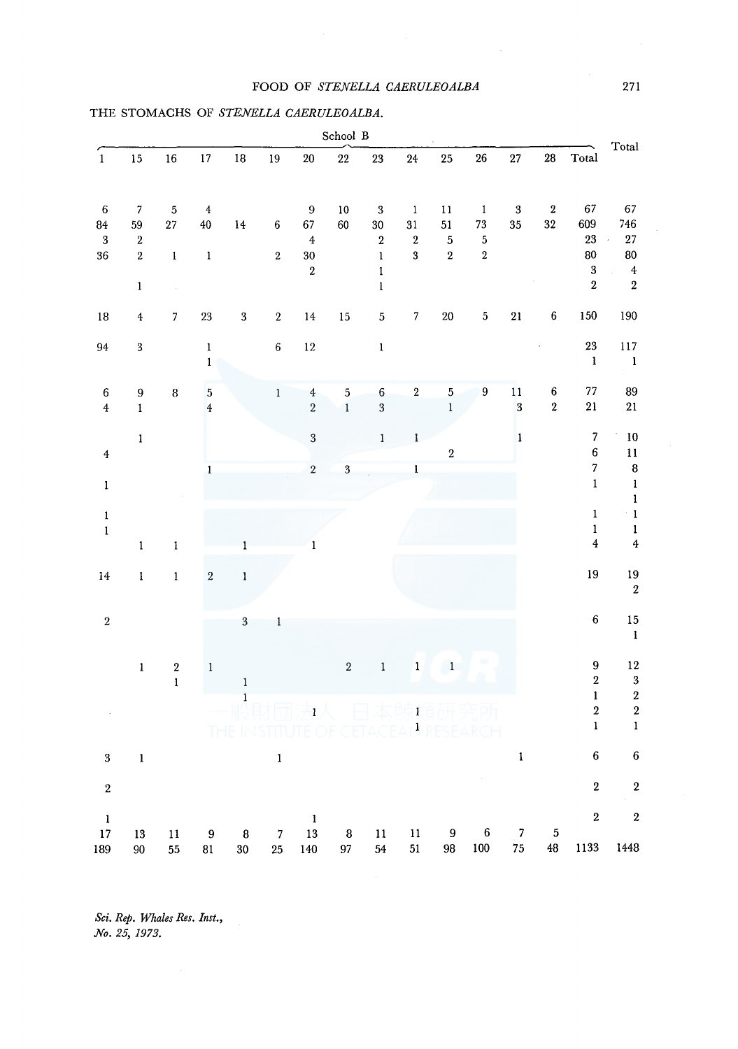THE STOMACHS OF *STENELLA CAERULEOALBA*.

| | School B | | | | | | | | | | | | | | Total |
|---|---|---|---|---|---|---|---|---|---|---|---|---|---|---|---|
| 1 | 15 | 16 | 17 | 18 | 19 | 20 | 22 | 23 | 24 | 25 | 26 | 27 | 28 | Total | |
| 6 | 7 | 5 | 4 | | | 9 | 10 | 3 | 1 | 11 | 1 | 3 | 2 | 67 | 67 |
| 84 | 59 | 27 | 40 | 14 | 6 | 67 | 60 | 30 | 31 | 51 | 73 | 35 | 32 | 609 | 746 |
| 3 | 2 | | | | | 4 | | 2 | 2 | 5 | 5 | | | 23 | 27 |
| 36 | 2 | 1 | 1 | | 2 | 30 | | 1 | 3 | 2 | 2 | | | 80 | 80 |
| | | | | | | 2 | | 1 | | | | | | 3 | 4 |
| | 1 | | | | | | | 1 | | | | | | 2 | 2 |
| 18 | 4 | 7 | 23 | 3 | 2 | 14 | 15 | 5 | 7 | 20 | 5 | 21 | 6 | 150 | 190 |
| 94 | 3 | | 1 | | 6 | 12 | | 1 | | | | | | 23 | 117 |
| | | | 1 | | | | | | | | | | | 1 | 1 |
| 6 | 9 | 8 | 5 | | 1 | 4 | 5 | 6 | 2 | 5 | 9 | 11 | 6 | 77 | 89 |
| 4 | 1 | | 4 | | | 2 | 1 | 3 | | 1 | | 3 | 2 | 21 | 21 |
| | 1 | | | | | 3 | | 1 | 1 | | | 1 | | 7 | 10 |
| 4 | | | | | | | | | | 2 | | | | 6 | 11 |
| | | | 1 | | | 2 | 3 | | 1 | | | | | 7 | 8 |
| 1 | | | | | | | | | | | | | | 1 | 1 |
| | | | | | | | | | | | | | | | 1 |
| 1 | | | | | | | | | | | | | | 1 | 1 |
| 1 | | | | | | | | | | | | | | 1 | 1 |
| | 1 | 1 | | 1 | | 1 | | | | | | | | 4 | 4 |
| 14 | 1 | 1 | 2 | 1 | | | | | | | | | | 19 | 19 |
| | | | | | | | | | | | | | | | 2 |
| 2 | | | | 3 | 1 | | | | | | | | | 6 | 15 |
| | | | | | | | | | | | | | | | 1 |
| | 1 | 2 | 1 | | | | 2 | 1 | 1 | 1 | | | | 9 | 12 |
| | | 1 | | 1 | | | | | | | | | | 2 | 3 |
| | | | | 1 | | | | | | | | | | 1 | 2 |
| | | | | | | 1 | | | 1 | | | | | 2 | 2 |
| | | | | | | | | | 1 | | | | | 1 | 1 |
| 3 | 1 | | | | 1 | | | | | | | 1 | | 6 | 6 |
| 2 | | | | | | | | | | | | | | 2 | 2 |
| 1 | | | | | | 1 | | | | | | | | 2 | 2 |
| 17 | 13 | 11 | 9 | 8 | 7 | 13 | 8 | 11 | 11 | 9 | 6 | 7 | 5 | | |
| 189 | 90 | 55 | 81 | 30 | 25 | 140 | 97 | 54 | 51 | 98 | 100 | 75 | 48 | 1133 | 1448 |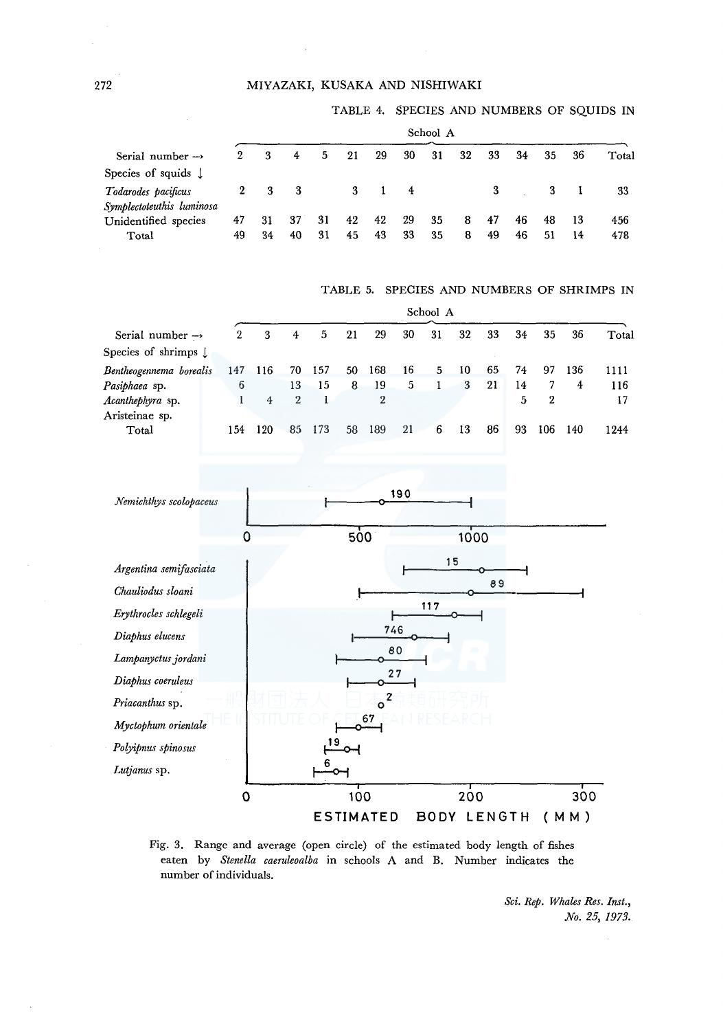TABLE 4. SPECIES AND NUMBERS OF SQUIDS IN

| Serial number → <br> Species of squids ↓ | School A | | | | | | | | | | | | | Total |
|---|---|---|---|---|---|---|---|---|---|---|---|---|---|---|
| | 2 | 3 | 4 | 5 | 21 | 29 | 30 | 31 | 32 | 33 | 34 | 35 | 36 | |
| *Todarodes pacificus* | 2 | 3 | 3 | | 3 | 1 | 4 | | | 3 | | 3 | 1 | 33 |
| *Symplectoteuthis luminosa* | | | | | | | | | | | | | | |
| Unidentified species | 47 | 31 | 37 | 31 | 42 | 42 | 29 | 35 | 8 | 47 | 46 | 48 | 13 | 456 |
| Total | 49 | 34 | 40 | 31 | 45 | 43 | 33 | 35 | 8 | 49 | 46 | 51 | 14 | 478 |

TABLE 5. SPECIES AND NUMBERS OF SHRIMPS IN

| Serial number → <br> Species of shrimps ↓ | School A | | | | | | | | | | | | | Total |
|---|---|---|---|---|---|---|---|---|---|---|---|---|---|---|
| | 2 | 3 | 4 | 5 | 21 | 29 | 30 | 31 | 32 | 33 | 34 | 35 | 36 | |
| *Bentheogennema borealis* | 147 | 116 | 70 | 157 | 50 | 168 | 16 | 5 | 10 | 65 | 74 | 97 | 136 | 1111 |
| *Pasiphaea* sp. | 6 | | 13 | 15 | 8 | 19 | 5 | 1 | 3 | 21 | 14 | 7 | 4 | 116 |
| *Acanthephyra* sp. | 1 | 4 | 2 | 1 | | 2 | | | | | 5 | 2 | | 17 |
| Aristeinae sp. | | | | | | | | | | | | | | |
| Total | 154 | 120 | 85 | 173 | 58 | 189 | 21 | 6 | 13 | 86 | 93 | 106 | 140 | 1244 |

Fig. 3. Range and average (open circle) of the estimated body length of fishes eaten by *Stenella caeruleoalba* in schools A and B. Number indicates the number of individuals.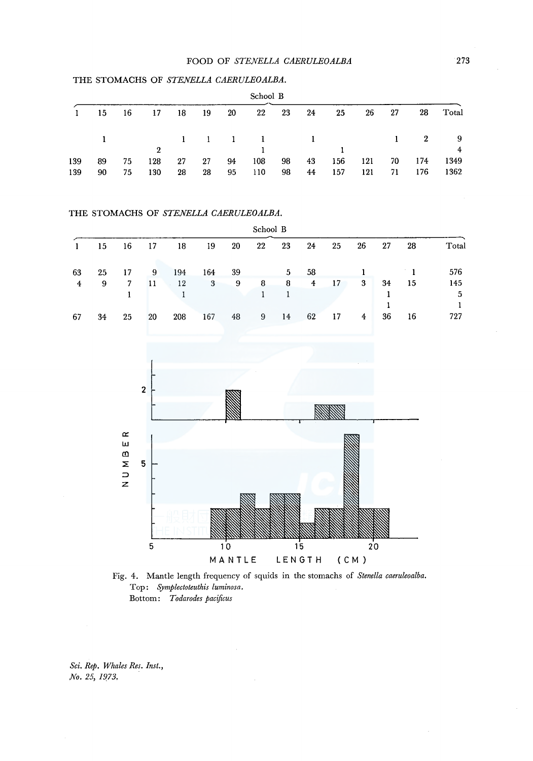THE STOMACHS OF *STENELLA CAERULEOALBA*.

| | School B | | | | | | | | | | | | | |
|---|---|---|---|---|---|---|---|---|---|---|---|---|---|---|
| 1 | 15 | 16 | 17 | 18 | 19 | 20 | 22 | 23 | 24 | 25 | 26 | 27 | 28 | Total |
| | 1 | | | 1 | 1 | 1 | 1 | | 1 | | | 1 | 2 | 9 |
| | | | 2 | | | | 1 | | | 1 | | | | 4 |
| 139 | 89 | 75 | 128 | 27 | 27 | 94 | 108 | 98 | 43 | 156 | 121 | 70 | 174 | 1349 |
| 139 | 90 | 75 | 130 | 28 | 28 | 95 | 110 | 98 | 44 | 157 | 121 | 71 | 176 | 1362 |

THE STOMACHS OF *STENELLA CAERULEOALBA*.

| | School B | | | | | | | | | | | | | |
|---|---|---|---|---|---|---|---|---|---|---|---|---|---|---|
| 1 | 15 | 16 | 17 | 18 | 19 | 20 | 22 | 23 | 24 | 25 | 26 | 27 | 28 | Total |
| 63 | 25 | 17 | 9 | 194 | 164 | 39 | | 5 | 58 | | 1 | | 1 | 576 |
| 4 | 9 | 7 | 11 | 12 | 3 | 9 | 8 | 8 | 4 | 17 | 3 | 34 | 15 | 145 |
| | | 1 | | 1 | | | 1 | 1 | | | | 1 | | 5 |
| | | | | | | | | | | | | 1 | | 1 |
| 67 | 34 | 25 | 20 | 208 | 167 | 48 | 9 | 14 | 62 | 17 | 4 | 36 | 16 | 727 |

Fig. 4. Mantle length frequency of squids in the stomachs of *Stenella caeruleoalba*.
Top: *Symplectoteuthis luminosa*.
Bottom: *Todarodes pacificus*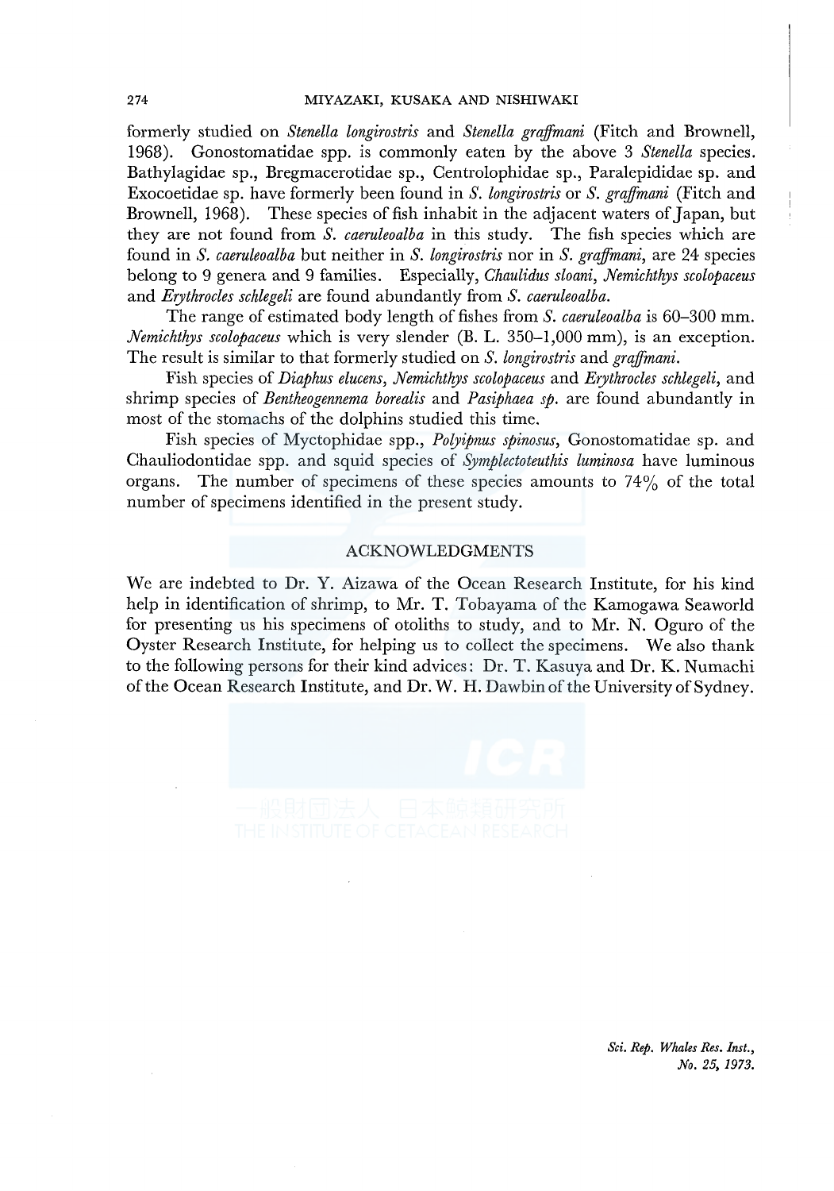formerly studied on *Stenella longirostris* and *Stenella graffmani* (Fitch and Brownell, 1968). Gonostomatidae spp. is commonly eaten by the above 3 *Stenella* species. Bathylagidae sp., Bregmacerotidae sp., Centrolophidae sp., Paralepididae sp. and Exocoetidae sp. have formerly been found in *S. longirostris* or *S. graffmani* (Fitch and Brownell, 1968). These species of fish inhabit in the adjacent waters of Japan, but they are not found from *S. caeruleoalba* in this study. The fish species which are found in *S. caeruleoalba* but neither in *S. longirostris* nor in *S. graffmani*, are 24 species belong to 9 genera and 9 families. Especially, *Chaulidus sloani*, *Nemichthys scolopaceus* and *Erythrocles schlegeli* are found abundantly from *S. caeruleoalba*.

The range of estimated body length of fishes from *S. caeruleoalba* is 60–300 mm. *Nemichthys scolopaceus* which is very slender (B. L. 350–1,000 mm), is an exception. The result is similar to that formerly studied on *S. longirostris* and *graffmani*.

Fish species of *Diaphus elucens*, *Nemichthys scolopaceus* and *Erythrocles schlegeli*, and shrimp species of *Bentheogennema borealis* and *Pasiphaea sp.* are found abundantly in most of the stomachs of the dolphins studied this time.

Fish species of Myctophidae spp., *Polyipnus spinosus*, Gonostomatidae sp. and Chauliodontidae spp. and squid species of *Symplectoteuthis luminosa* have luminous organs. The number of specimens of these species amounts to 74% of the total number of specimens identified in the present study.

## ACKNOWLEDGMENTS

We are indebted to Dr. Y. Aizawa of the Ocean Research Institute, for his kind help in identification of shrimp, to Mr. T. Tobayama of the Kamogawa Seaworld for presenting us his specimens of otoliths to study, and to Mr. N. Oguro of the Oyster Research Institute, for helping us to collect the specimens. We also thank to the following persons for their kind advices: Dr. T. Kasuya and Dr. K. Numachi of the Ocean Research Institute, and Dr. W. H. Dawbin of the University of Sydney.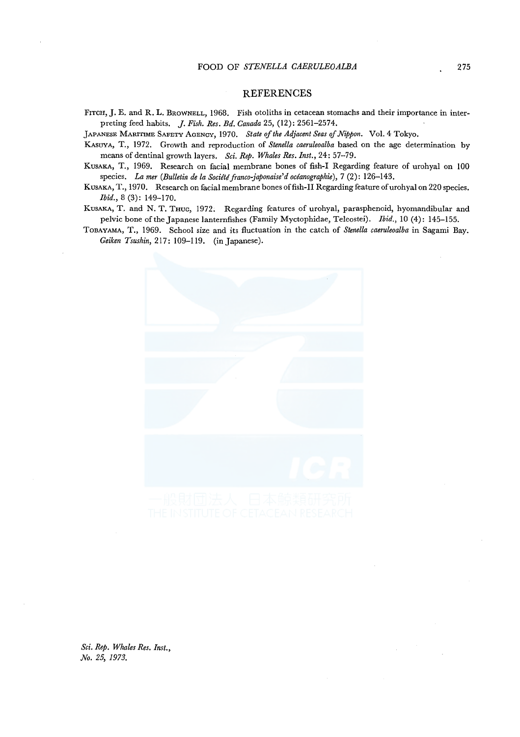## REFERENCES

Fitch, J. E. and R. L. Brownell, 1968. Fish otoliths in cetacean stomachs and their importance in interpreting feed habits. *J. Fish. Res. Bd. Canada* 25, (12): 2561–2574.

Japanese Maritime Safety Agency, 1970. *State of the Adjacent Seas of Nippon*. Vol. 4 Tokyo.

Kasuya, T., 1972. Growth and reproduction of *Stenella caeruleoalba* based on the age determination by means of dentinal growth layers. *Sci. Rep. Whales Res. Inst.*, 24: 57–79.

Kusaka, T., 1969. Research on facial membrane bones of fish-I Regarding feature of urohyal on 100 species. *La mer (Bulletin de la Société franco-japonaise'd océanographie)*, 7 (2): 126–143.

Kusaka, T., 1970. Research on facial membrane bones of fish-II Regarding feature of urohyal on 220 species. *Ibid.*, 8 (3): 149–170.

Kusaka, T. and N. T. Thuc, 1972. Regarding features of urohyal, parasphenoid, hyomandibular and pelvic bone of the Japanese lanternfishes (Family Myctophidae, Teleostei). *Ibid.*, 10 (4): 145–155.

Tobayama, T., 1969. School size and its fluctuation in the catch of *Stenella caeruleoalba* in Sagami Bay. *Geiken Tsushin*, 217: 109–119. (in Japanese).